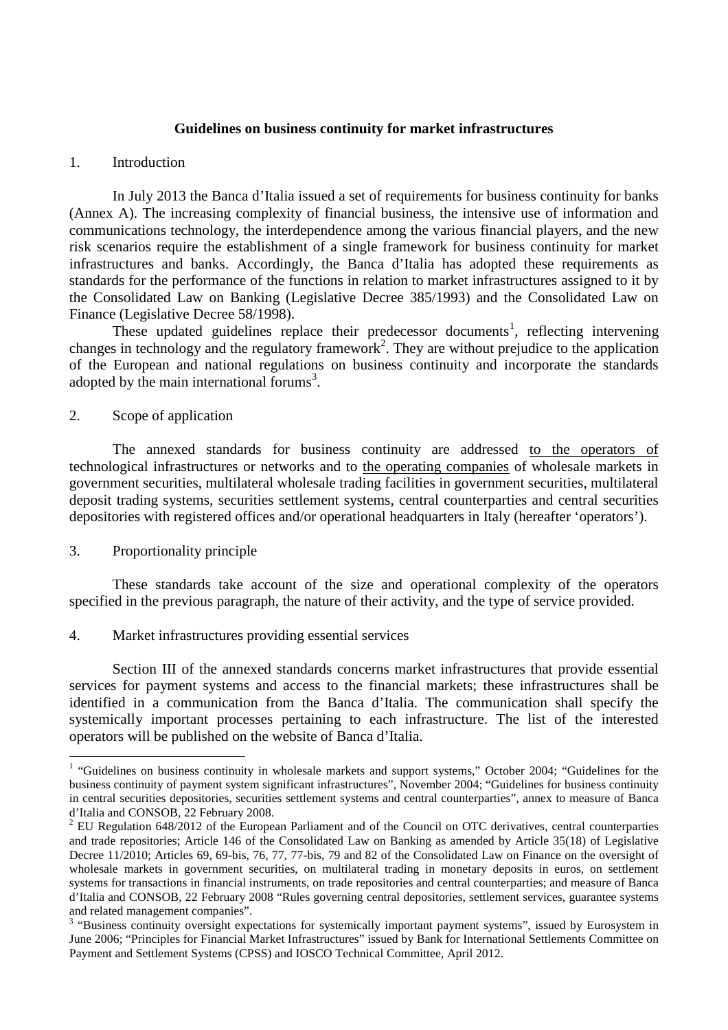# Guidelines on business continuity for market infrastructures

## 1. Introduction

In July 2013 the Banca d'Italia issued a set of requirements for business continuity for banks (Annex A). The increasing complexity of financial business, the intensive use of information and communications technology, the interdependence among the various financial players, and the new risk scenarios require the establishment of a single framework for business continuity for market infrastructures and banks. Accordingly, the Banca d'Italia has adopted these requirements as standards for the performance of the functions in relation to market infrastructures assigned to it by the Consolidated Law on Banking (Legislative Decree 385/1993) and the Consolidated Law on Finance (Legislative Decree 58/1998).

These updated guidelines replace their predecessor documents[1], reflecting intervening changes in technology and the regulatory framework[2]. They are without prejudice to the application of the European and national regulations on business continuity and incorporate the standards adopted by the main international forums[3].

## 2. Scope of application

The annexed standards for business continuity are addressed to the operators of technological infrastructures or networks and to the operating companies of wholesale markets in government securities, multilateral wholesale trading facilities in government securities, multilateral deposit trading systems, securities settlement systems, central counterparties and central securities depositories with registered offices and/or operational headquarters in Italy (hereafter 'operators').

## 3. Proportionality principle

These standards take account of the size and operational complexity of the operators specified in the previous paragraph, the nature of their activity, and the type of service provided.

## 4. Market infrastructures providing essential services

Section III of the annexed standards concerns market infrastructures that provide essential services for payment systems and access to the financial markets; these infrastructures shall be identified in a communication from the Banca d'Italia. The communication shall specify the systemically important processes pertaining to each infrastructure. The list of the interested operators will be published on the website of Banca d'Italia.

---

[1] "Guidelines on business continuity in wholesale markets and support systems," October 2004; "Guidelines for the business continuity of payment system significant infrastructures", November 2004; "Guidelines for business continuity in central securities depositories, securities settlement systems and central counterparties", annex to measure of Banca d'Italia and CONSOB, 22 February 2008.

[2] EU Regulation 648/2012 of the European Parliament and of the Council on OTC derivatives, central counterparties and trade repositories; Article 146 of the Consolidated Law on Banking as amended by Article 35(18) of Legislative Decree 11/2010; Articles 69, 69-bis, 76, 77, 77-bis, 79 and 82 of the Consolidated Law on Finance on the oversight of wholesale markets in government securities, on multilateral trading in monetary deposits in euros, on settlement systems for transactions in financial instruments, on trade repositories and central counterparties; and measure of Banca d'Italia and CONSOB, 22 February 2008 "Rules governing central depositories, settlement services, guarantee systems and related management companies".

[3] "Business continuity oversight expectations for systemically important payment systems", issued by Eurosystem in June 2006; "Principles for Financial Market Infrastructures" issued by Bank for International Settlements Committee on Payment and Settlement Systems (CPSS) and IOSCO Technical Committee, April 2012.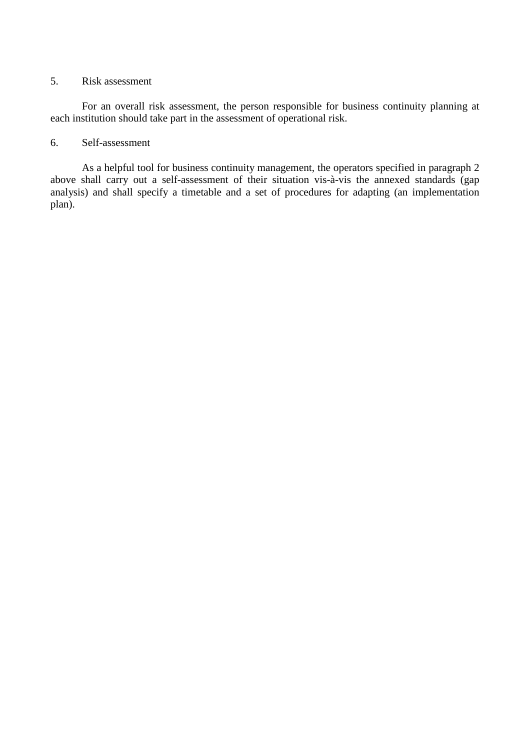5. Risk assessment

For an overall risk assessment, the person responsible for business continuity planning at each institution should take part in the assessment of operational risk.

6. Self-assessment

As a helpful tool for business continuity management, the operators specified in paragraph 2 above shall carry out a self-assessment of their situation vis-à-vis the annexed standards (gap analysis) and shall specify a timetable and a set of procedures for adapting (an implementation plan).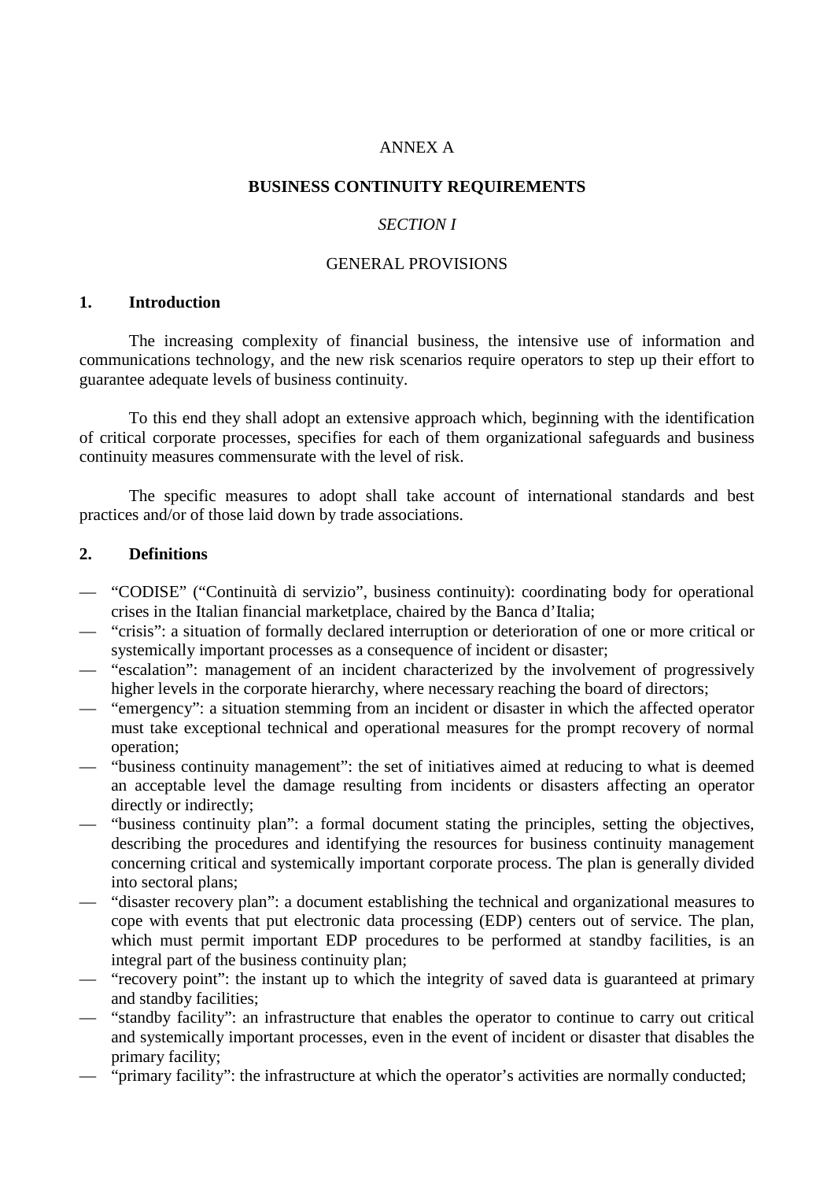ANNEX A

# BUSINESS CONTINUITY REQUIREMENTS

*SECTION I*

GENERAL PROVISIONS

## 1. Introduction

The increasing complexity of financial business, the intensive use of information and communications technology, and the new risk scenarios require operators to step up their effort to guarantee adequate levels of business continuity.

To this end they shall adopt an extensive approach which, beginning with the identification of critical corporate processes, specifies for each of them organizational safeguards and business continuity measures commensurate with the level of risk.

The specific measures to adopt shall take account of international standards and best practices and/or of those laid down by trade associations.

## 2. Definitions

- "CODISE" ("Continuità di servizio", business continuity): coordinating body for operational crises in the Italian financial marketplace, chaired by the Banca d'Italia;
- "crisis": a situation of formally declared interruption or deterioration of one or more critical or systemically important processes as a consequence of incident or disaster;
- "escalation": management of an incident characterized by the involvement of progressively higher levels in the corporate hierarchy, where necessary reaching the board of directors;
- "emergency": a situation stemming from an incident or disaster in which the affected operator must take exceptional technical and operational measures for the prompt recovery of normal operation;
- "business continuity management": the set of initiatives aimed at reducing to what is deemed an acceptable level the damage resulting from incidents or disasters affecting an operator directly or indirectly;
- "business continuity plan": a formal document stating the principles, setting the objectives, describing the procedures and identifying the resources for business continuity management concerning critical and systemically important corporate process. The plan is generally divided into sectoral plans;
- "disaster recovery plan": a document establishing the technical and organizational measures to cope with events that put electronic data processing (EDP) centers out of service. The plan, which must permit important EDP procedures to be performed at standby facilities, is an integral part of the business continuity plan;
- "recovery point": the instant up to which the integrity of saved data is guaranteed at primary and standby facilities;
- "standby facility": an infrastructure that enables the operator to continue to carry out critical and systemically important processes, even in the event of incident or disaster that disables the primary facility;
- "primary facility": the infrastructure at which the operator's activities are normally conducted;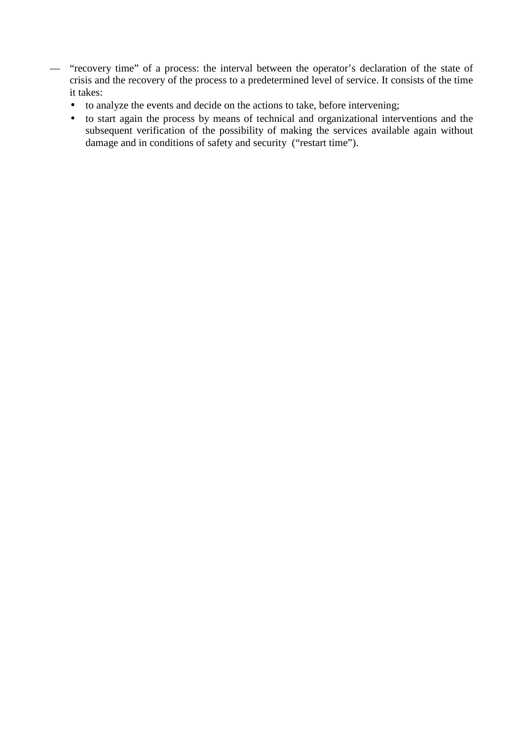- “recovery time” of a process: the interval between the operator’s declaration of the state of crisis and the recovery of the process to a predetermined level of service. It consists of the time it takes:
  - to analyze the events and decide on the actions to take, before intervening;
  - to start again the process by means of technical and organizational interventions and the subsequent verification of the possibility of making the services available again without damage and in conditions of safety and security (“restart time”).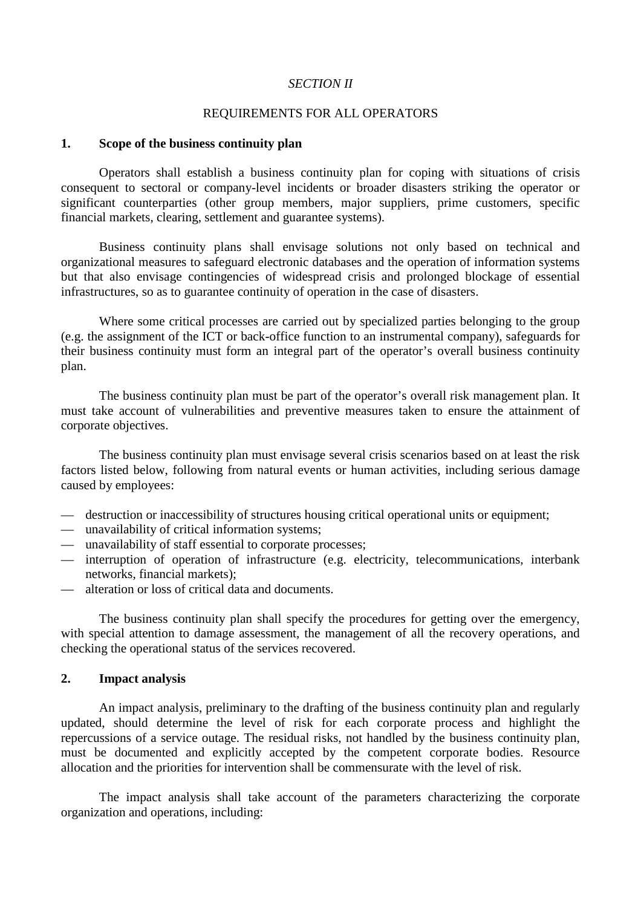*SECTION II*

REQUIREMENTS FOR ALL OPERATORS

## 1. Scope of the business continuity plan

Operators shall establish a business continuity plan for coping with situations of crisis consequent to sectoral or company-level incidents or broader disasters striking the operator or significant counterparties (other group members, major suppliers, prime customers, specific financial markets, clearing, settlement and guarantee systems).

Business continuity plans shall envisage solutions not only based on technical and organizational measures to safeguard electronic databases and the operation of information systems but that also envisage contingencies of widespread crisis and prolonged blockage of essential infrastructures, so as to guarantee continuity of operation in the case of disasters.

Where some critical processes are carried out by specialized parties belonging to the group (e.g. the assignment of the ICT or back-office function to an instrumental company), safeguards for their business continuity must form an integral part of the operator's overall business continuity plan.

The business continuity plan must be part of the operator's overall risk management plan. It must take account of vulnerabilities and preventive measures taken to ensure the attainment of corporate objectives.

The business continuity plan must envisage several crisis scenarios based on at least the risk factors listed below, following from natural events or human activities, including serious damage caused by employees:

- destruction or inaccessibility of structures housing critical operational units or equipment;
- unavailability of critical information systems;
- unavailability of staff essential to corporate processes;
- interruption of operation of infrastructure (e.g. electricity, telecommunications, interbank networks, financial markets);
- alteration or loss of critical data and documents.

The business continuity plan shall specify the procedures for getting over the emergency, with special attention to damage assessment, the management of all the recovery operations, and checking the operational status of the services recovered.

## 2. Impact analysis

An impact analysis, preliminary to the drafting of the business continuity plan and regularly updated, should determine the level of risk for each corporate process and highlight the repercussions of a service outage. The residual risks, not handled by the business continuity plan, must be documented and explicitly accepted by the competent corporate bodies. Resource allocation and the priorities for intervention shall be commensurate with the level of risk.

The impact analysis shall take account of the parameters characterizing the corporate organization and operations, including: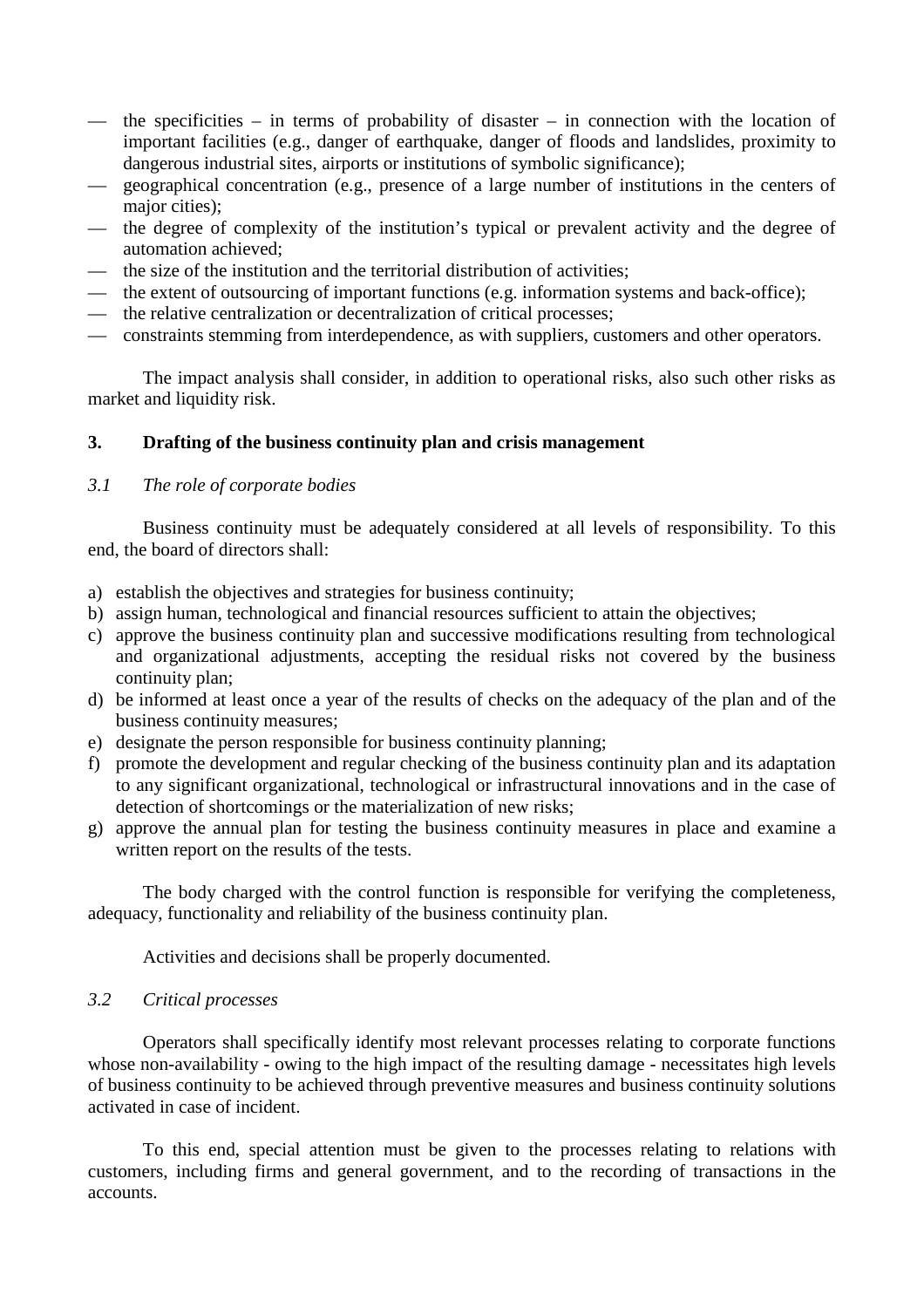- the specificities – in terms of probability of disaster – in connection with the location of important facilities (e.g., danger of earthquake, danger of floods and landslides, proximity to dangerous industrial sites, airports or institutions of symbolic significance);
- geographical concentration (e.g., presence of a large number of institutions in the centers of major cities);
- the degree of complexity of the institution's typical or prevalent activity and the degree of automation achieved;
- the size of the institution and the territorial distribution of activities;
- the extent of outsourcing of important functions (e.g. information systems and back-office);
- the relative centralization or decentralization of critical processes;
- constraints stemming from interdependence, as with suppliers, customers and other operators.

The impact analysis shall consider, in addition to operational risks, also such other risks as market and liquidity risk.

## 3. Drafting of the business continuity plan and crisis management

### *3.1 The role of corporate bodies*

Business continuity must be adequately considered at all levels of responsibility. To this end, the board of directors shall:

a) establish the objectives and strategies for business continuity;
b) assign human, technological and financial resources sufficient to attain the objectives;
c) approve the business continuity plan and successive modifications resulting from technological and organizational adjustments, accepting the residual risks not covered by the business continuity plan;
d) be informed at least once a year of the results of checks on the adequacy of the plan and of the business continuity measures;
e) designate the person responsible for business continuity planning;
f) promote the development and regular checking of the business continuity plan and its adaptation to any significant organizational, technological or infrastructural innovations and in the case of detection of shortcomings or the materialization of new risks;
g) approve the annual plan for testing the business continuity measures in place and examine a written report on the results of the tests.

The body charged with the control function is responsible for verifying the completeness, adequacy, functionality and reliability of the business continuity plan.

Activities and decisions shall be properly documented.

### *3.2 Critical processes*

Operators shall specifically identify most relevant processes relating to corporate functions whose non-availability - owing to the high impact of the resulting damage - necessitates high levels of business continuity to be achieved through preventive measures and business continuity solutions activated in case of incident.

To this end, special attention must be given to the processes relating to relations with customers, including firms and general government, and to the recording of transactions in the accounts.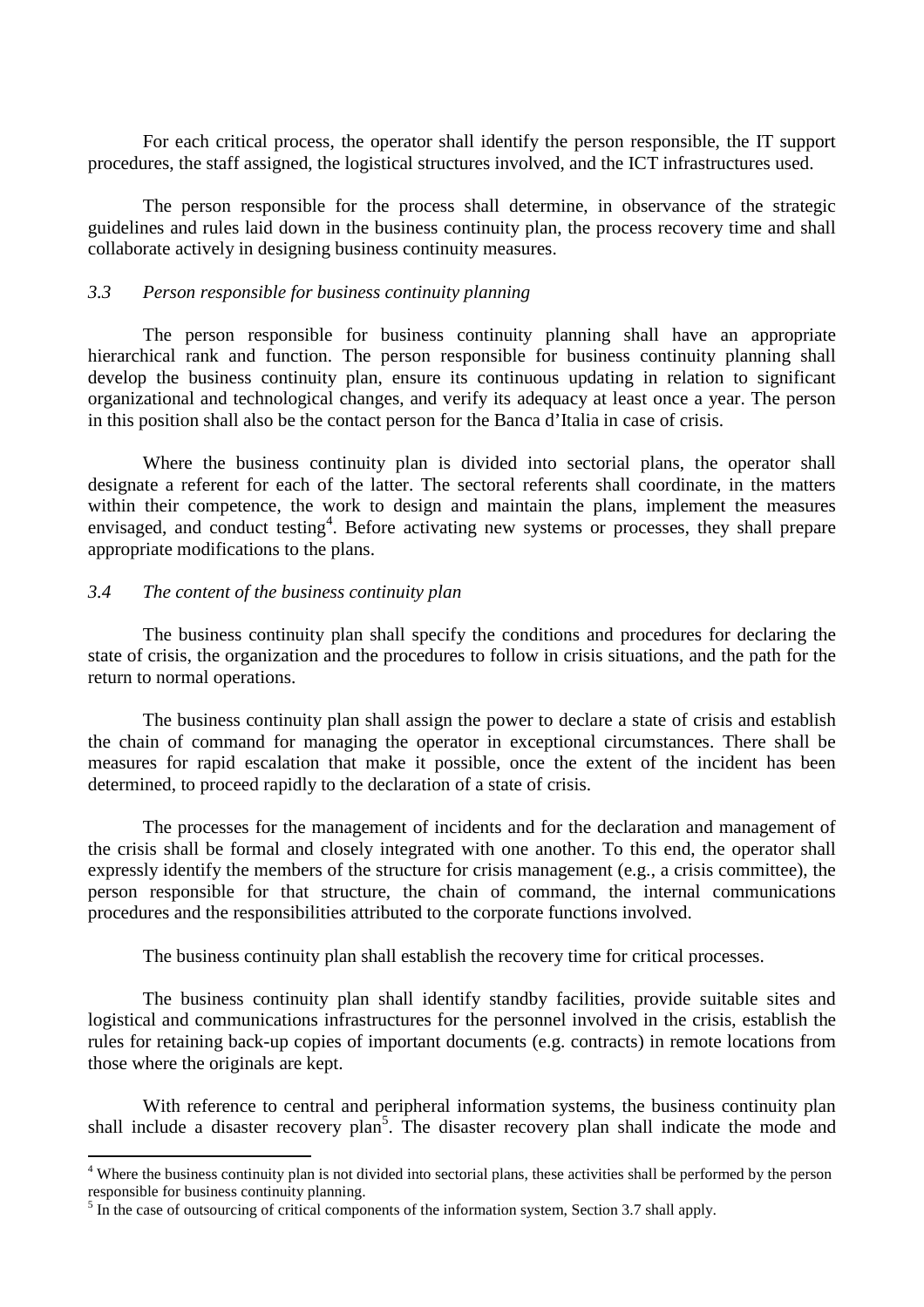For each critical process, the operator shall identify the person responsible, the IT support procedures, the staff assigned, the logistical structures involved, and the ICT infrastructures used.

The person responsible for the process shall determine, in observance of the strategic guidelines and rules laid down in the business continuity plan, the process recovery time and shall collaborate actively in designing business continuity measures.

### *3.3 Person responsible for business continuity planning*

The person responsible for business continuity planning shall have an appropriate hierarchical rank and function. The person responsible for business continuity planning shall develop the business continuity plan, ensure its continuous updating in relation to significant organizational and technological changes, and verify its adequacy at least once a year. The person in this position shall also be the contact person for the Banca d'Italia in case of crisis.

Where the business continuity plan is divided into sectorial plans, the operator shall designate a referent for each of the latter. The sectoral referents shall coordinate, in the matters within their competence, the work to design and maintain the plans, implement the measures envisaged, and conduct testing[4]. Before activating new systems or processes, they shall prepare appropriate modifications to the plans.

### *3.4 The content of the business continuity plan*

The business continuity plan shall specify the conditions and procedures for declaring the state of crisis, the organization and the procedures to follow in crisis situations, and the path for the return to normal operations.

The business continuity plan shall assign the power to declare a state of crisis and establish the chain of command for managing the operator in exceptional circumstances. There shall be measures for rapid escalation that make it possible, once the extent of the incident has been determined, to proceed rapidly to the declaration of a state of crisis.

The processes for the management of incidents and for the declaration and management of the crisis shall be formal and closely integrated with one another. To this end, the operator shall expressly identify the members of the structure for crisis management (e.g., a crisis committee), the person responsible for that structure, the chain of command, the internal communications procedures and the responsibilities attributed to the corporate functions involved.

The business continuity plan shall establish the recovery time for critical processes.

The business continuity plan shall identify standby facilities, provide suitable sites and logistical and communications infrastructures for the personnel involved in the crisis, establish the rules for retaining back-up copies of important documents (e.g. contracts) in remote locations from those where the originals are kept.

With reference to central and peripheral information systems, the business continuity plan shall include a disaster recovery plan[5]. The disaster recovery plan shall indicate the mode and

---

[4] Where the business continuity plan is not divided into sectorial plans, these activities shall be performed by the person responsible for business continuity planning.

[5] In the case of outsourcing of critical components of the information system, Section 3.7 shall apply.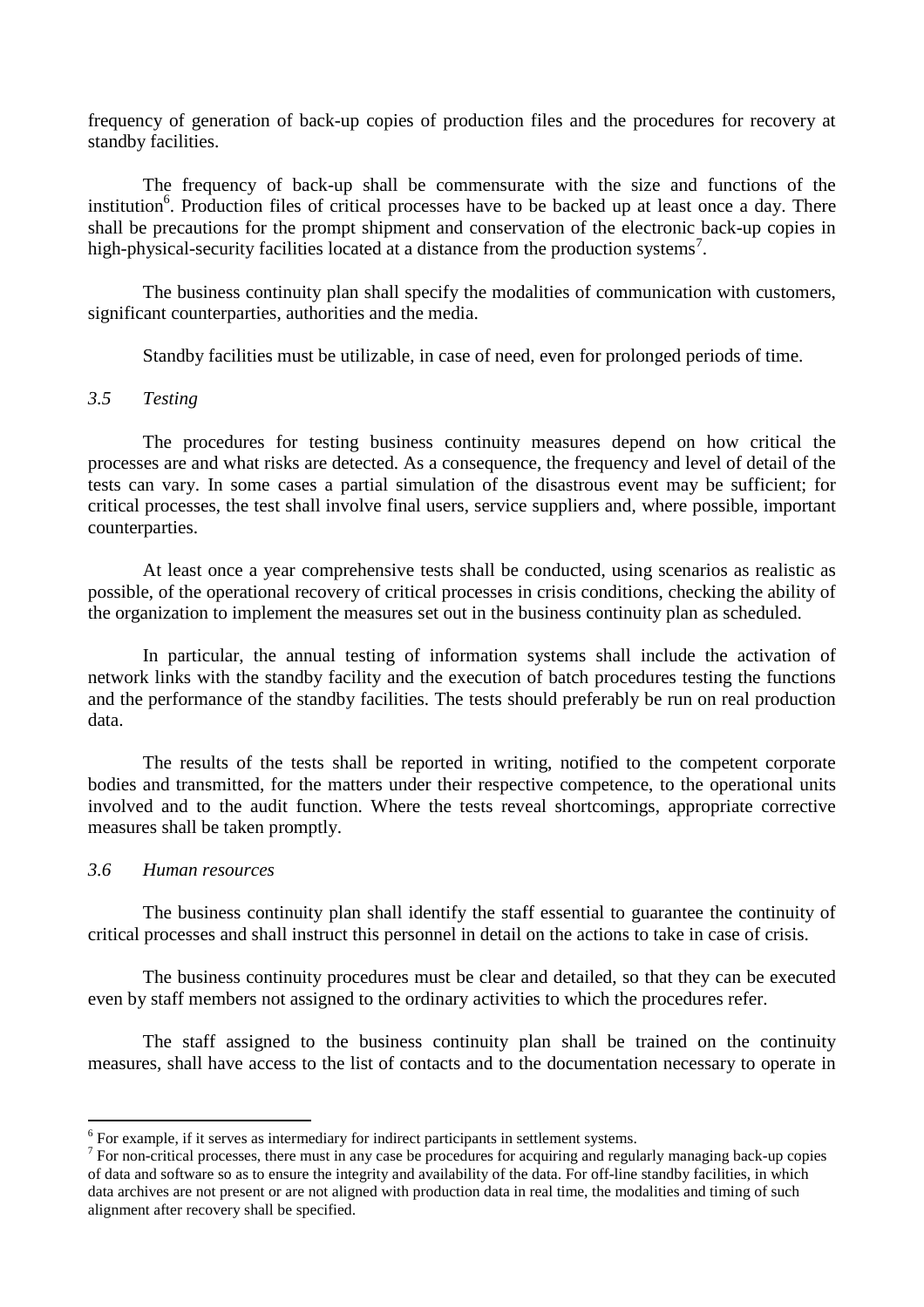frequency of generation of back-up copies of production files and the procedures for recovery at standby facilities.

The frequency of back-up shall be commensurate with the size and functions of the institution[6]. Production files of critical processes have to be backed up at least once a day. There shall be precautions for the prompt shipment and conservation of the electronic back-up copies in high-physical-security facilities located at a distance from the production systems[7].

The business continuity plan shall specify the modalities of communication with customers, significant counterparties, authorities and the media.

Standby facilities must be utilizable, in case of need, even for prolonged periods of time.

### *3.5 Testing*

The procedures for testing business continuity measures depend on how critical the processes are and what risks are detected. As a consequence, the frequency and level of detail of the tests can vary. In some cases a partial simulation of the disastrous event may be sufficient; for critical processes, the test shall involve final users, service suppliers and, where possible, important counterparties.

At least once a year comprehensive tests shall be conducted, using scenarios as realistic as possible, of the operational recovery of critical processes in crisis conditions, checking the ability of the organization to implement the measures set out in the business continuity plan as scheduled.

In particular, the annual testing of information systems shall include the activation of network links with the standby facility and the execution of batch procedures testing the functions and the performance of the standby facilities. The tests should preferably be run on real production data.

The results of the tests shall be reported in writing, notified to the competent corporate bodies and transmitted, for the matters under their respective competence, to the operational units involved and to the audit function. Where the tests reveal shortcomings, appropriate corrective measures shall be taken promptly.

### *3.6 Human resources*

The business continuity plan shall identify the staff essential to guarantee the continuity of critical processes and shall instruct this personnel in detail on the actions to take in case of crisis.

The business continuity procedures must be clear and detailed, so that they can be executed even by staff members not assigned to the ordinary activities to which the procedures refer.

The staff assigned to the business continuity plan shall be trained on the continuity measures, shall have access to the list of contacts and to the documentation necessary to operate in

---

[6] For example, if it serves as intermediary for indirect participants in settlement systems.

[7] For non-critical processes, there must in any case be procedures for acquiring and regularly managing back-up copies of data and software so as to ensure the integrity and availability of the data. For off-line standby facilities, in which data archives are not present or are not aligned with production data in real time, the modalities and timing of such alignment after recovery shall be specified.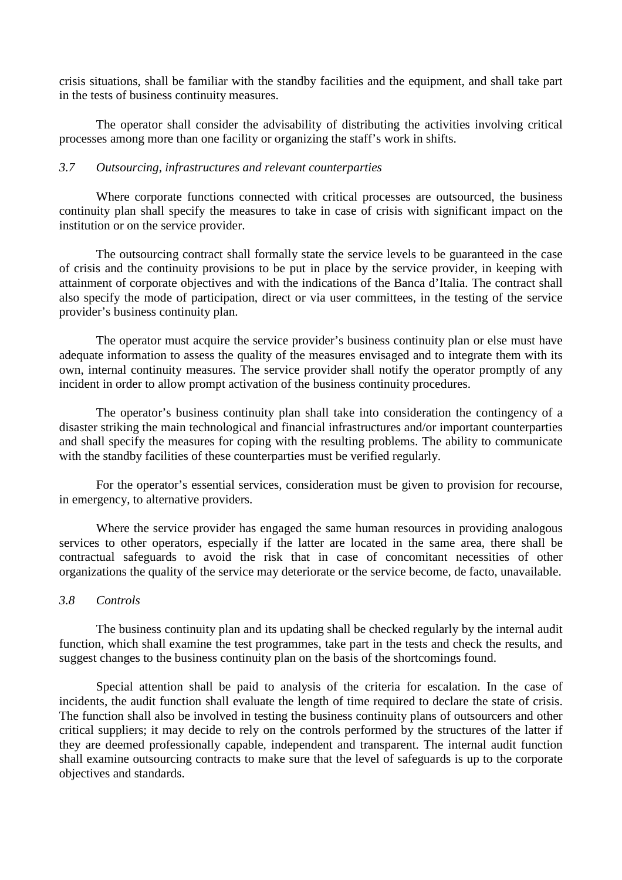crisis situations, shall be familiar with the standby facilities and the equipment, and shall take part in the tests of business continuity measures.

The operator shall consider the advisability of distributing the activities involving critical processes among more than one facility or organizing the staff's work in shifts.

### *3.7 Outsourcing, infrastructures and relevant counterparties*

Where corporate functions connected with critical processes are outsourced, the business continuity plan shall specify the measures to take in case of crisis with significant impact on the institution or on the service provider.

The outsourcing contract shall formally state the service levels to be guaranteed in the case of crisis and the continuity provisions to be put in place by the service provider, in keeping with attainment of corporate objectives and with the indications of the Banca d'Italia. The contract shall also specify the mode of participation, direct or via user committees, in the testing of the service provider's business continuity plan.

The operator must acquire the service provider's business continuity plan or else must have adequate information to assess the quality of the measures envisaged and to integrate them with its own, internal continuity measures. The service provider shall notify the operator promptly of any incident in order to allow prompt activation of the business continuity procedures.

The operator's business continuity plan shall take into consideration the contingency of a disaster striking the main technological and financial infrastructures and/or important counterparties and shall specify the measures for coping with the resulting problems. The ability to communicate with the standby facilities of these counterparties must be verified regularly.

For the operator's essential services, consideration must be given to provision for recourse, in emergency, to alternative providers.

Where the service provider has engaged the same human resources in providing analogous services to other operators, especially if the latter are located in the same area, there shall be contractual safeguards to avoid the risk that in case of concomitant necessities of other organizations the quality of the service may deteriorate or the service become, de facto, unavailable.

### *3.8 Controls*

The business continuity plan and its updating shall be checked regularly by the internal audit function, which shall examine the test programmes, take part in the tests and check the results, and suggest changes to the business continuity plan on the basis of the shortcomings found.

Special attention shall be paid to analysis of the criteria for escalation. In the case of incidents, the audit function shall evaluate the length of time required to declare the state of crisis. The function shall also be involved in testing the business continuity plans of outsourcers and other critical suppliers; it may decide to rely on the controls performed by the structures of the latter if they are deemed professionally capable, independent and transparent. The internal audit function shall examine outsourcing contracts to make sure that the level of safeguards is up to the corporate objectives and standards.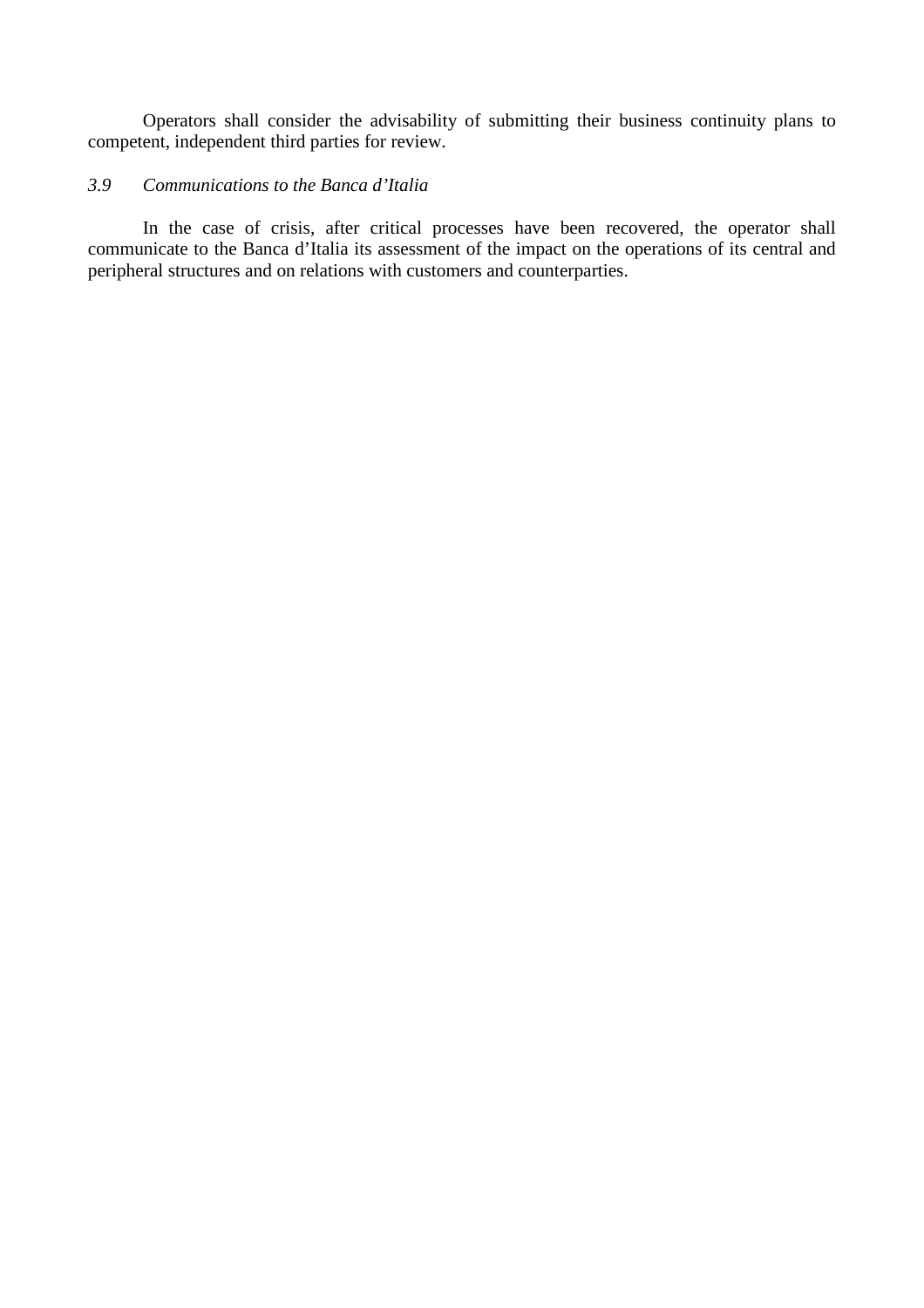Operators shall consider the advisability of submitting their business continuity plans to competent, independent third parties for review.

### *3.9 Communications to the Banca d'Italia*

In the case of crisis, after critical processes have been recovered, the operator shall communicate to the Banca d'Italia its assessment of the impact on the operations of its central and peripheral structures and on relations with customers and counterparties.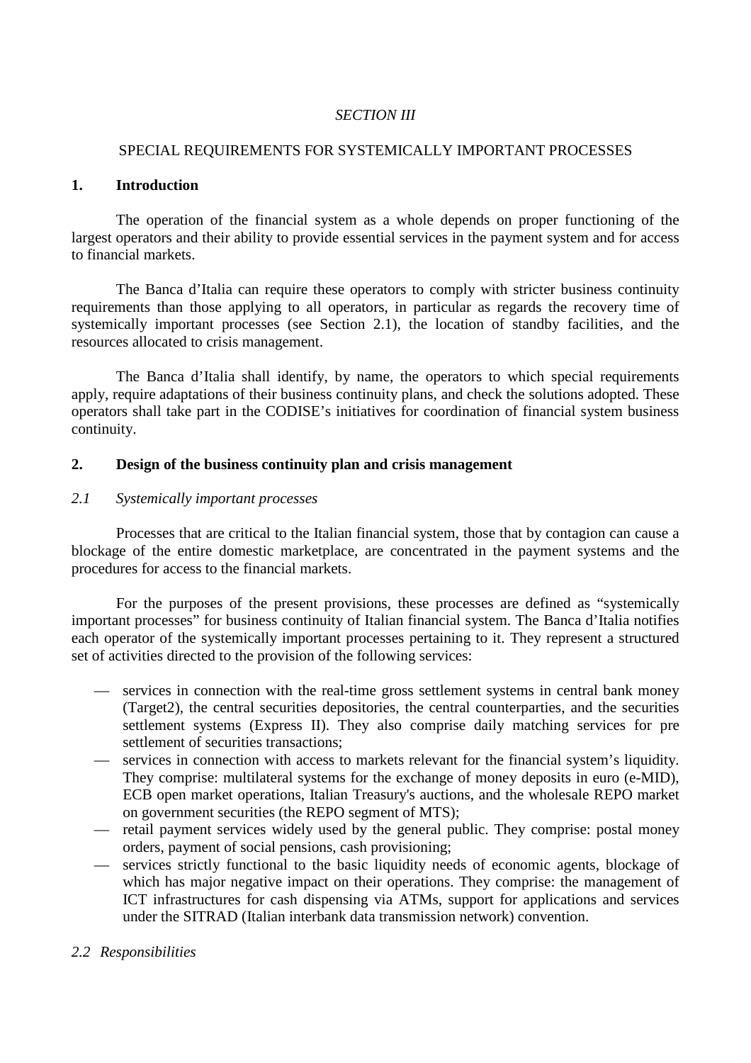*SECTION III*

SPECIAL REQUIREMENTS FOR SYSTEMICALLY IMPORTANT PROCESSES

## 1. Introduction

The operation of the financial system as a whole depends on proper functioning of the largest operators and their ability to provide essential services in the payment system and for access to financial markets.

The Banca d'Italia can require these operators to comply with stricter business continuity requirements than those applying to all operators, in particular as regards the recovery time of systemically important processes (see Section 2.1), the location of standby facilities, and the resources allocated to crisis management.

The Banca d'Italia shall identify, by name, the operators to which special requirements apply, require adaptations of their business continuity plans, and check the solutions adopted. These operators shall take part in the CODISE's initiatives for coordination of financial system business continuity.

## 2. Design of the business continuity plan and crisis management

### *2.1 Systemically important processes*

Processes that are critical to the Italian financial system, those that by contagion can cause a blockage of the entire domestic marketplace, are concentrated in the payment systems and the procedures for access to the financial markets.

For the purposes of the present provisions, these processes are defined as "systemically important processes" for business continuity of Italian financial system. The Banca d'Italia notifies each operator of the systemically important processes pertaining to it. They represent a structured set of activities directed to the provision of the following services:

- services in connection with the real-time gross settlement systems in central bank money (Target2), the central securities depositories, the central counterparties, and the securities settlement systems (Express II). They also comprise daily matching services for pre settlement of securities transactions;
- services in connection with access to markets relevant for the financial system's liquidity. They comprise: multilateral systems for the exchange of money deposits in euro (e-MID), ECB open market operations, Italian Treasury's auctions, and the wholesale REPO market on government securities (the REPO segment of MTS);
- retail payment services widely used by the general public. They comprise: postal money orders, payment of social pensions, cash provisioning;
- services strictly functional to the basic liquidity needs of economic agents, blockage of which has major negative impact on their operations. They comprise: the management of ICT infrastructures for cash dispensing via ATMs, support for applications and services under the SITRAD (Italian interbank data transmission network) convention.

### *2.2 Responsibilities*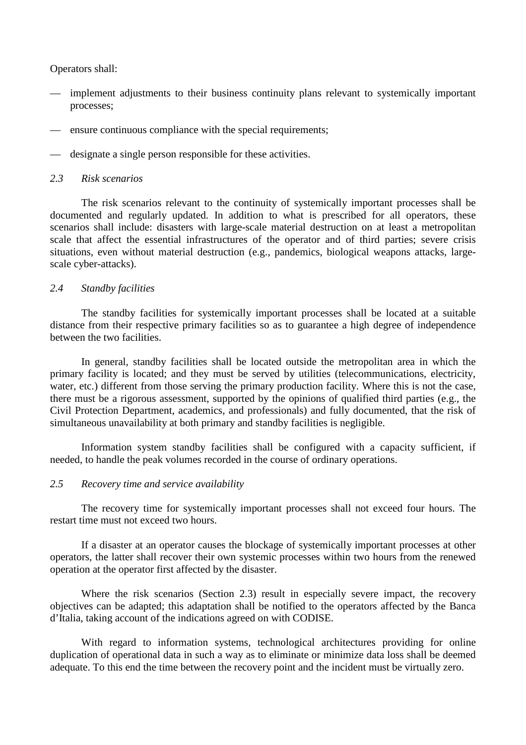Operators shall:

- implement adjustments to their business continuity plans relevant to systemically important processes;
- ensure continuous compliance with the special requirements;
- designate a single person responsible for these activities.

### *2.3 Risk scenarios*

The risk scenarios relevant to the continuity of systemically important processes shall be documented and regularly updated. In addition to what is prescribed for all operators, these scenarios shall include: disasters with large-scale material destruction on at least a metropolitan scale that affect the essential infrastructures of the operator and of third parties; severe crisis situations, even without material destruction (e.g., pandemics, biological weapons attacks, large-scale cyber-attacks).

### *2.4 Standby facilities*

The standby facilities for systemically important processes shall be located at a suitable distance from their respective primary facilities so as to guarantee a high degree of independence between the two facilities.

In general, standby facilities shall be located outside the metropolitan area in which the primary facility is located; and they must be served by utilities (telecommunications, electricity, water, etc.) different from those serving the primary production facility. Where this is not the case, there must be a rigorous assessment, supported by the opinions of qualified third parties (e.g., the Civil Protection Department, academics, and professionals) and fully documented, that the risk of simultaneous unavailability at both primary and standby facilities is negligible.

Information system standby facilities shall be configured with a capacity sufficient, if needed, to handle the peak volumes recorded in the course of ordinary operations.

### *2.5 Recovery time and service availability*

The recovery time for systemically important processes shall not exceed four hours. The restart time must not exceed two hours.

If a disaster at an operator causes the blockage of systemically important processes at other operators, the latter shall recover their own systemic processes within two hours from the renewed operation at the operator first affected by the disaster.

Where the risk scenarios (Section 2.3) result in especially severe impact, the recovery objectives can be adapted; this adaptation shall be notified to the operators affected by the Banca d'Italia, taking account of the indications agreed on with CODISE.

With regard to information systems, technological architectures providing for online duplication of operational data in such a way as to eliminate or minimize data loss shall be deemed adequate. To this end the time between the recovery point and the incident must be virtually zero.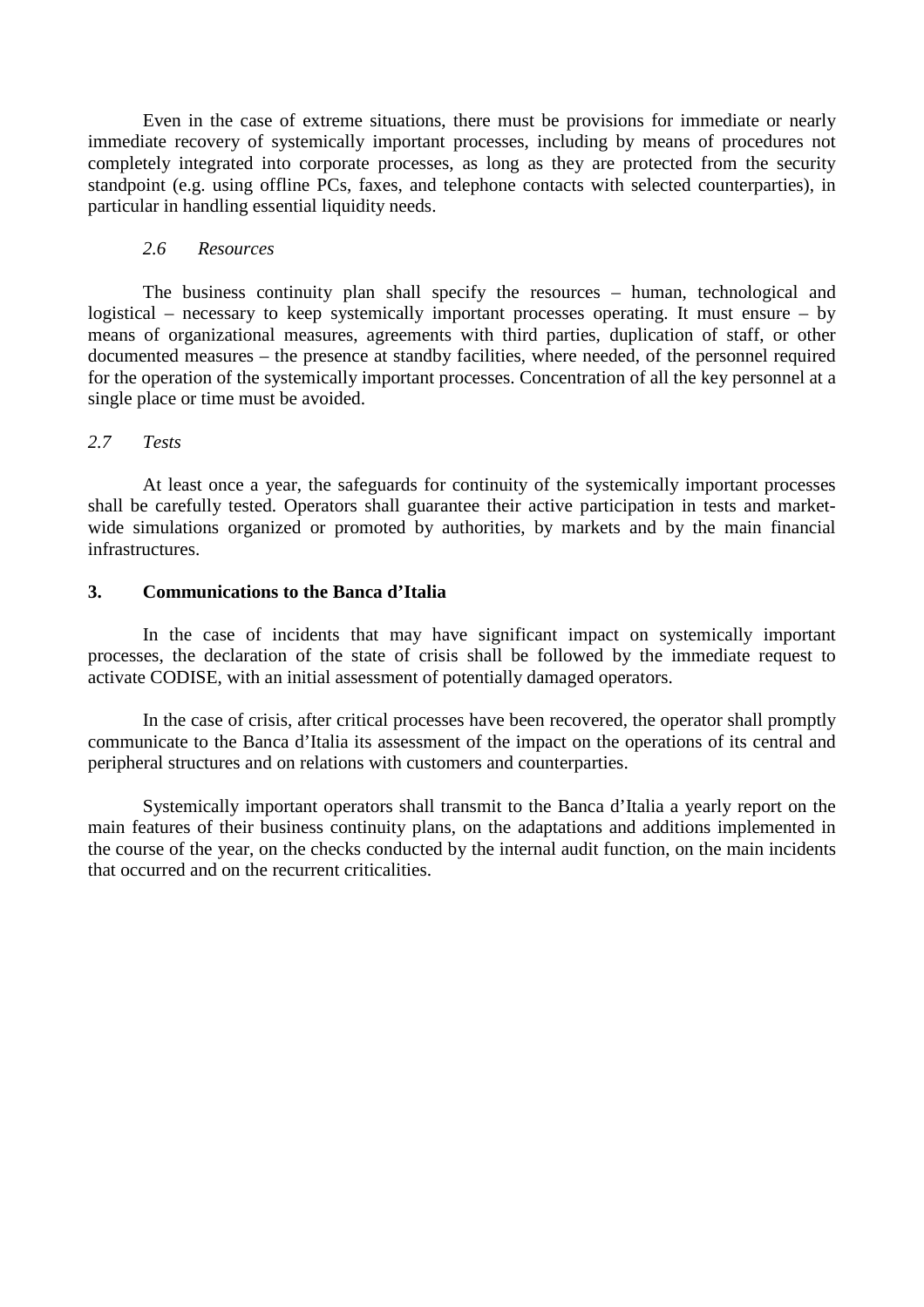Even in the case of extreme situations, there must be provisions for immediate or nearly immediate recovery of systemically important processes, including by means of procedures not completely integrated into corporate processes, as long as they are protected from the security standpoint (e.g. using offline PCs, faxes, and telephone contacts with selected counterparties), in particular in handling essential liquidity needs.

### *2.6 Resources*

The business continuity plan shall specify the resources – human, technological and logistical – necessary to keep systemically important processes operating. It must ensure – by means of organizational measures, agreements with third parties, duplication of staff, or other documented measures – the presence at standby facilities, where needed, of the personnel required for the operation of the systemically important processes. Concentration of all the key personnel at a single place or time must be avoided.

### *2.7 Tests*

At least once a year, the safeguards for continuity of the systemically important processes shall be carefully tested. Operators shall guarantee their active participation in tests and market-wide simulations organized or promoted by authorities, by markets and by the main financial infrastructures.

## 3. Communications to the Banca d'Italia

In the case of incidents that may have significant impact on systemically important processes, the declaration of the state of crisis shall be followed by the immediate request to activate CODISE, with an initial assessment of potentially damaged operators.

In the case of crisis, after critical processes have been recovered, the operator shall promptly communicate to the Banca d'Italia its assessment of the impact on the operations of its central and peripheral structures and on relations with customers and counterparties.

Systemically important operators shall transmit to the Banca d'Italia a yearly report on the main features of their business continuity plans, on the adaptations and additions implemented in the course of the year, on the checks conducted by the internal audit function, on the main incidents that occurred and on the recurrent criticalities.